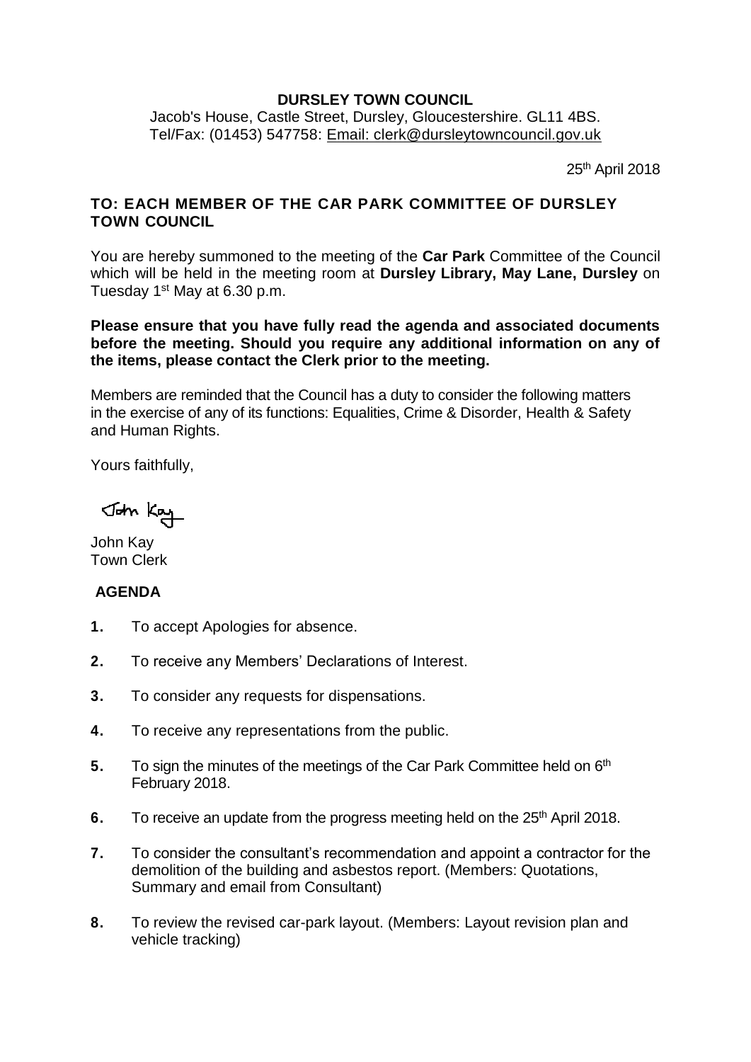**DURSLEY TOWN COUNCIL**

Jacob's House, Castle Street, Dursley, Gloucestershire. GL11 4BS.
Tel/Fax: (01453) 547758: Email: clerk@dursleytowncouncil.gov.uk

25th April 2018

**TO: EACH MEMBER OF THE CAR PARK COMMITTEE OF DURSLEY TOWN COUNCIL**

You are hereby summoned to the meeting of the **Car Park** Committee of the Council which will be held in the meeting room at **Dursley Library, May Lane, Dursley** on Tuesday 1st May at 6.30 p.m.

**Please ensure that you have fully read the agenda and associated documents before the meeting. Should you require any additional information on any of the items, please contact the Clerk prior to the meeting.**

Members are reminded that the Council has a duty to consider the following matters in the exercise of any of its functions: Equalities, Crime & Disorder, Health & Safety and Human Rights.

Yours faithfully,

John Kay

John Kay
Town Clerk

**AGENDA**

1. To accept Apologies for absence.
2. To receive any Members' Declarations of Interest.
3. To consider any requests for dispensations.
4. To receive any representations from the public.
5. To sign the minutes of the meetings of the Car Park Committee held on 6th February 2018.
6. To receive an update from the progress meeting held on the 25th April 2018.
7. To consider the consultant's recommendation and appoint a contractor for the demolition of the building and asbestos report. (Members: Quotations, Summary and email from Consultant)
8. To review the revised car-park layout. (Members: Layout revision plan and vehicle tracking)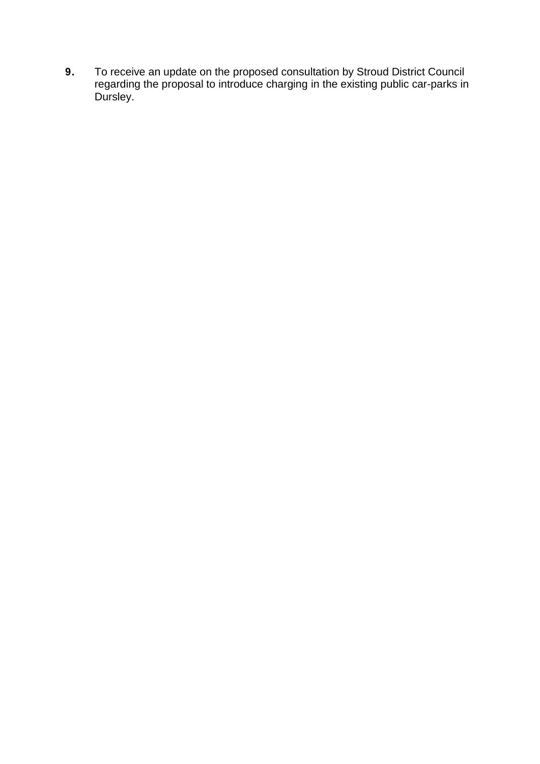**9.** To receive an update on the proposed consultation by Stroud District Council regarding the proposal to introduce charging in the existing public car-parks in Dursley.